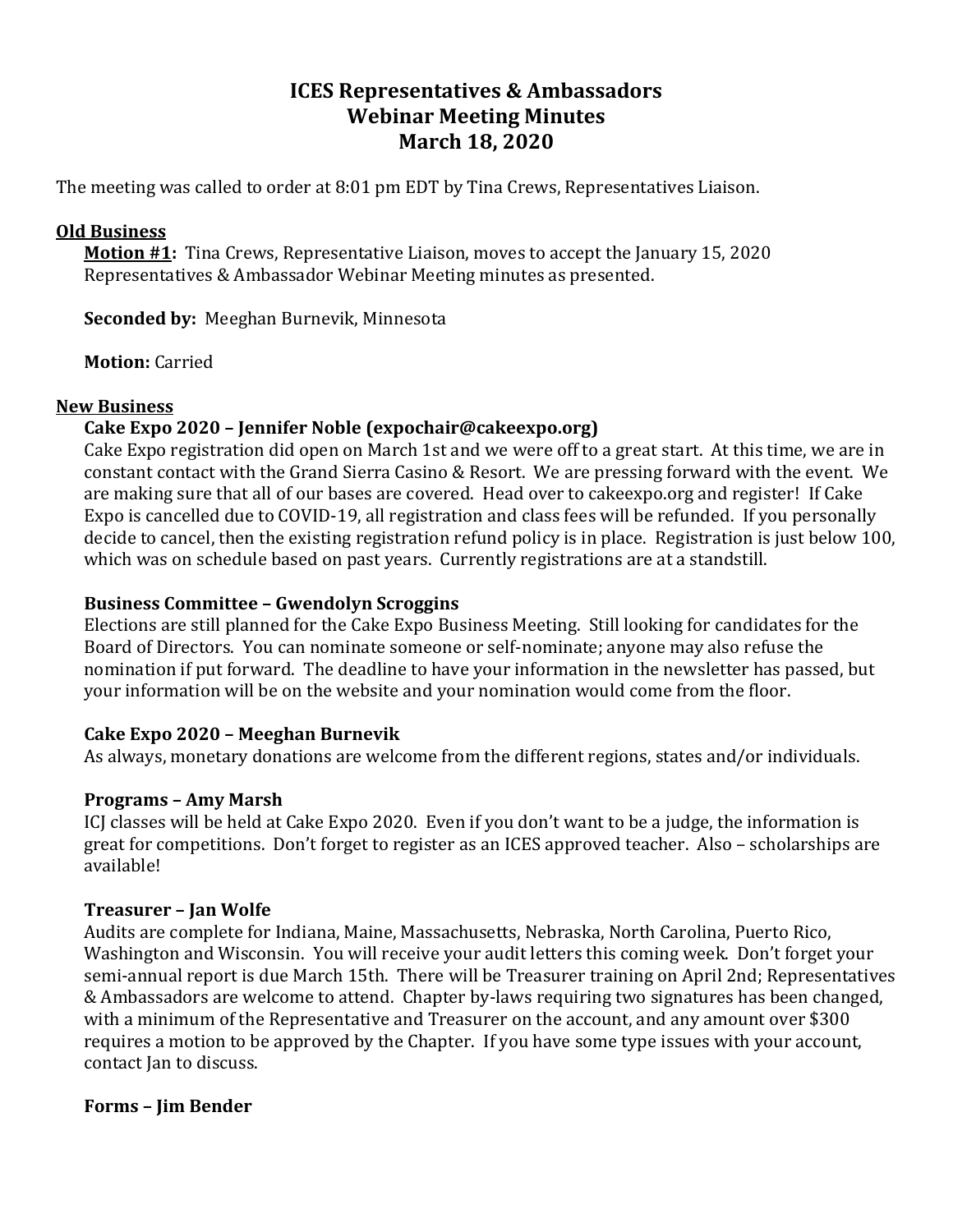# ICES Representatives & Ambassadors
# Webinar Meeting Minutes
# March 18, 2020

The meeting was called to order at 8:01 pm EDT by Tina Crews, Representatives Liaison.

## Old Business

**Motion #1:** Tina Crews, Representative Liaison, moves to accept the January 15, 2020 Representatives & Ambassador Webinar Meeting minutes as presented.

**Seconded by:** Meeghan Burnevik, Minnesota

**Motion:** Carried

## New Business

### Cake Expo 2020 – Jennifer Noble (expochair@cakeexpo.org)

Cake Expo registration did open on March 1st and we were off to a great start. At this time, we are in constant contact with the Grand Sierra Casino & Resort. We are pressing forward with the event. We are making sure that all of our bases are covered. Head over to cakeexpo.org and register! If Cake Expo is cancelled due to COVID-19, all registration and class fees will be refunded. If you personally decide to cancel, then the existing registration refund policy is in place. Registration is just below 100, which was on schedule based on past years. Currently registrations are at a standstill.

### Business Committee – Gwendolyn Scroggins

Elections are still planned for the Cake Expo Business Meeting. Still looking for candidates for the Board of Directors. You can nominate someone or self-nominate; anyone may also refuse the nomination if put forward. The deadline to have your information in the newsletter has passed, but your information will be on the website and your nomination would come from the floor.

### Cake Expo 2020 – Meeghan Burnevik

As always, monetary donations are welcome from the different regions, states and/or individuals.

### Programs – Amy Marsh

ICJ classes will be held at Cake Expo 2020. Even if you don't want to be a judge, the information is great for competitions. Don't forget to register as an ICES approved teacher. Also – scholarships are available!

### Treasurer – Jan Wolfe

Audits are complete for Indiana, Maine, Massachusetts, Nebraska, North Carolina, Puerto Rico, Washington and Wisconsin. You will receive your audit letters this coming week. Don't forget your semi-annual report is due March 15th. There will be Treasurer training on April 2nd; Representatives & Ambassadors are welcome to attend. Chapter by-laws requiring two signatures has been changed, with a minimum of the Representative and Treasurer on the account, and any amount over $300 requires a motion to be approved by the Chapter. If you have some type issues with your account, contact Jan to discuss.

### Forms – Jim Bender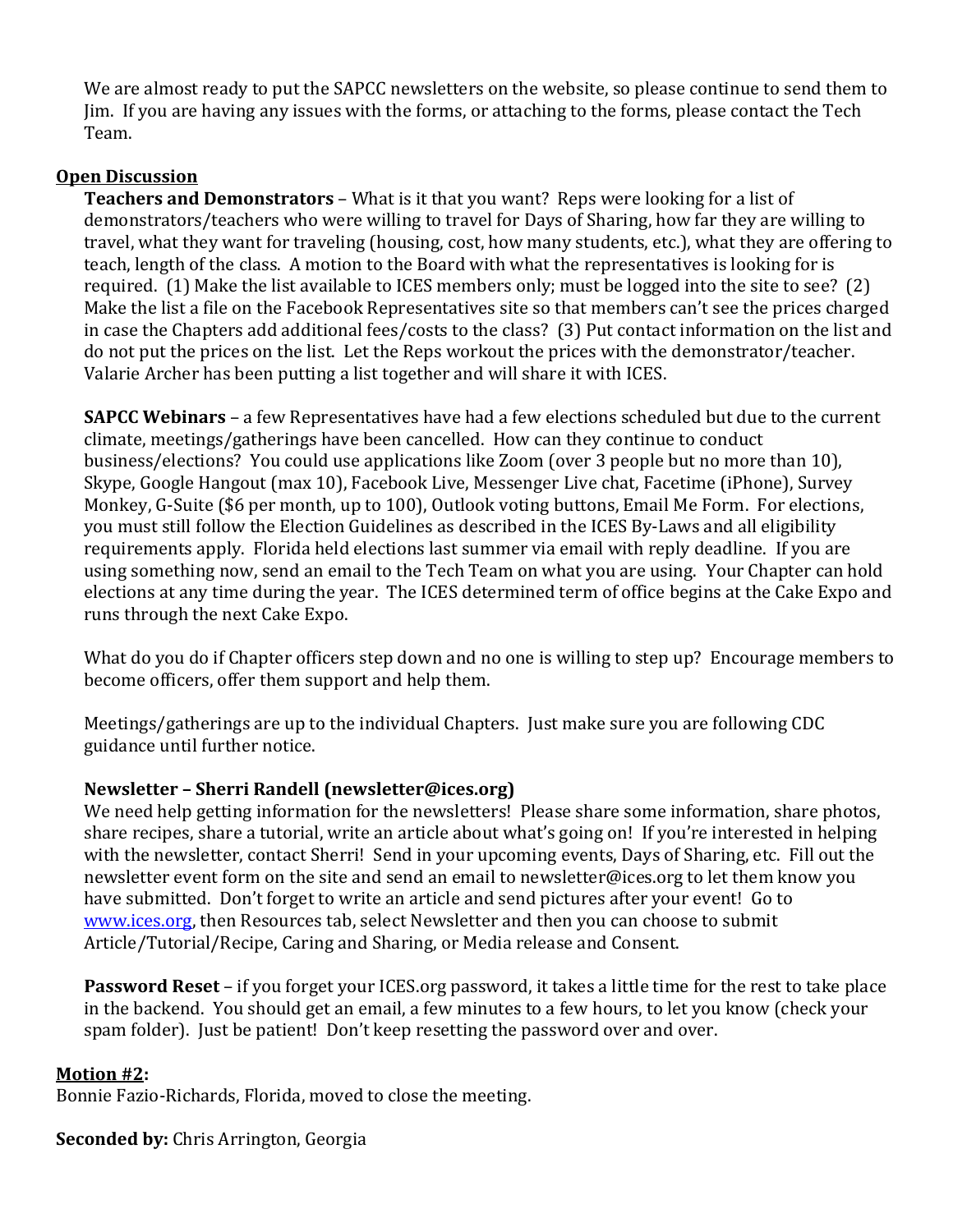We are almost ready to put the SAPCC newsletters on the website, so please continue to send them to Jim. If you are having any issues with the forms, or attaching to the forms, please contact the Tech Team.

**Open Discussion**

**Teachers and Demonstrators** – What is it that you want? Reps were looking for a list of demonstrators/teachers who were willing to travel for Days of Sharing, how far they are willing to travel, what they want for traveling (housing, cost, how many students, etc.), what they are offering to teach, length of the class. A motion to the Board with what the representatives is looking for is required. (1) Make the list available to ICES members only; must be logged into the site to see? (2) Make the list a file on the Facebook Representatives site so that members can't see the prices charged in case the Chapters add additional fees/costs to the class? (3) Put contact information on the list and do not put the prices on the list. Let the Reps workout the prices with the demonstrator/teacher. Valarie Archer has been putting a list together and will share it with ICES.

**SAPCC Webinars** – a few Representatives have had a few elections scheduled but due to the current climate, meetings/gatherings have been cancelled. How can they continue to conduct business/elections? You could use applications like Zoom (over 3 people but no more than 10), Skype, Google Hangout (max 10), Facebook Live, Messenger Live chat, Facetime (iPhone), Survey Monkey, G-Suite ($6 per month, up to 100), Outlook voting buttons, Email Me Form. For elections, you must still follow the Election Guidelines as described in the ICES By-Laws and all eligibility requirements apply. Florida held elections last summer via email with reply deadline. If you are using something now, send an email to the Tech Team on what you are using. Your Chapter can hold elections at any time during the year. The ICES determined term of office begins at the Cake Expo and runs through the next Cake Expo.

What do you do if Chapter officers step down and no one is willing to step up? Encourage members to become officers, offer them support and help them.

Meetings/gatherings are up to the individual Chapters. Just make sure you are following CDC guidance until further notice.

**Newsletter – Sherri Randell (newsletter@ices.org)**

We need help getting information for the newsletters! Please share some information, share photos, share recipes, share a tutorial, write an article about what's going on! If you're interested in helping with the newsletter, contact Sherri! Send in your upcoming events, Days of Sharing, etc. Fill out the newsletter event form on the site and send an email to newsletter@ices.org to let them know you have submitted. Don't forget to write an article and send pictures after your event! Go to [www.ices.org](www.ices.org), then Resources tab, select Newsletter and then you can choose to submit Article/Tutorial/Recipe, Caring and Sharing, or Media release and Consent.

**Password Reset** – if you forget your ICES.org password, it takes a little time for the rest to take place in the backend. You should get an email, a few minutes to a few hours, to let you know (check your spam folder). Just be patient! Don't keep resetting the password over and over.

**Motion #2:**

Bonnie Fazio-Richards, Florida, moved to close the meeting.

**Seconded by:** Chris Arrington, Georgia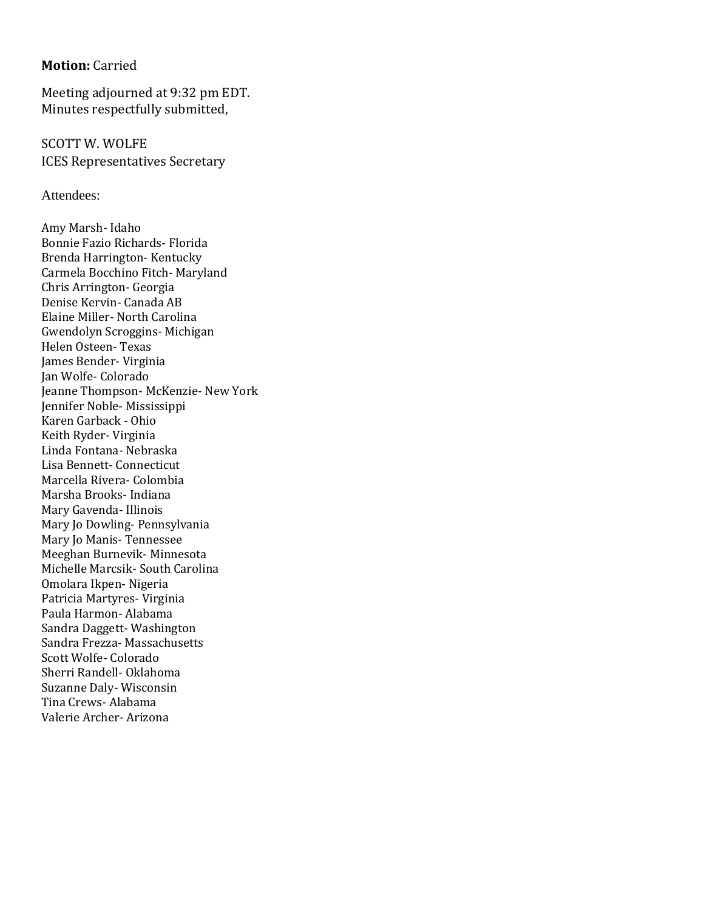**Motion:** Carried

Meeting adjourned at 9:32 pm EDT.
Minutes respectfully submitted,

SCOTT W. WOLFE
ICES Representatives Secretary

Attendees:

Amy Marsh- Idaho
Bonnie Fazio Richards- Florida
Brenda Harrington- Kentucky
Carmela Bocchino Fitch- Maryland
Chris Arrington- Georgia
Denise Kervin- Canada AB
Elaine Miller- North Carolina
Gwendolyn Scroggins- Michigan
Helen Osteen- Texas
James Bender- Virginia
Jan Wolfe- Colorado
Jeanne Thompson- McKenzie- New York
Jennifer Noble- Mississippi
Karen Garback - Ohio
Keith Ryder- Virginia
Linda Fontana- Nebraska
Lisa Bennett- Connecticut
Marcella Rivera- Colombia
Marsha Brooks- Indiana
Mary Gavenda- Illinois
Mary Jo Dowling- Pennsylvania
Mary Jo Manis- Tennessee
Meeghan Burnevik- Minnesota
Michelle Marcsik- South Carolina
Omolara Ikpen- Nigeria
Patricia Martyres- Virginia
Paula Harmon- Alabama
Sandra Daggett- Washington
Sandra Frezza- Massachusetts
Scott Wolfe- Colorado
Sherri Randell- Oklahoma
Suzanne Daly- Wisconsin
Tina Crews- Alabama
Valerie Archer- Arizona